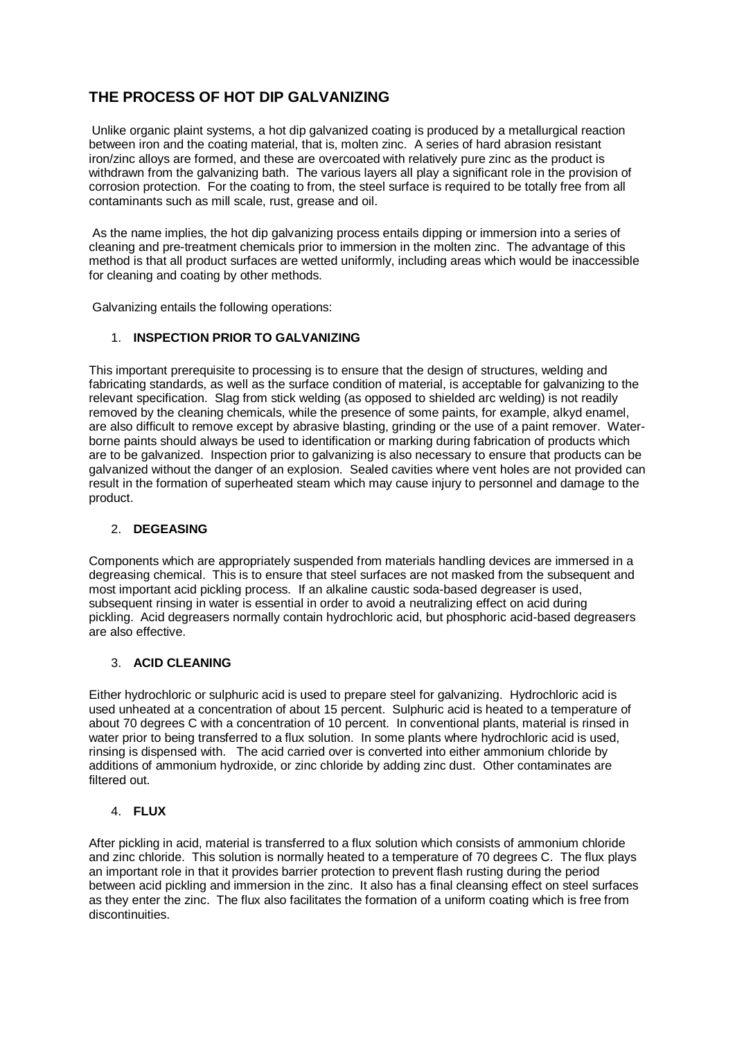# THE PROCESS OF HOT DIP GALVANIZING

Unlike organic plaint systems, a hot dip galvanized coating is produced by a metallurgical reaction between iron and the coating material, that is, molten zinc. A series of hard abrasion resistant iron/zinc alloys are formed, and these are overcoated with relatively pure zinc as the product is withdrawn from the galvanizing bath. The various layers all play a significant role in the provision of corrosion protection. For the coating to from, the steel surface is required to be totally free from all contaminants such as mill scale, rust, grease and oil.

As the name implies, the hot dip galvanizing process entails dipping or immersion into a series of cleaning and pre-treatment chemicals prior to immersion in the molten zinc. The advantage of this method is that all product surfaces are wetted uniformly, including areas which would be inaccessible for cleaning and coating by other methods.

Galvanizing entails the following operations:

1. **INSPECTION PRIOR TO GALVANIZING**

This important prerequisite to processing is to ensure that the design of structures, welding and fabricating standards, as well as the surface condition of material, is acceptable for galvanizing to the relevant specification. Slag from stick welding (as opposed to shielded arc welding) is not readily removed by the cleaning chemicals, while the presence of some paints, for example, alkyd enamel, are also difficult to remove except by abrasive blasting, grinding or the use of a paint remover. Water-borne paints should always be used to identification or marking during fabrication of products which are to be galvanized. Inspection prior to galvanizing is also necessary to ensure that products can be galvanized without the danger of an explosion. Sealed cavities where vent holes are not provided can result in the formation of superheated steam which may cause injury to personnel and damage to the product.

2. **DEGEASING**

Components which are appropriately suspended from materials handling devices are immersed in a degreasing chemical. This is to ensure that steel surfaces are not masked from the subsequent and most important acid pickling process. If an alkaline caustic soda-based degreaser is used, subsequent rinsing in water is essential in order to avoid a neutralizing effect on acid during pickling. Acid degreasers normally contain hydrochloric acid, but phosphoric acid-based degreasers are also effective.

3. **ACID CLEANING**

Either hydrochloric or sulphuric acid is used to prepare steel for galvanizing. Hydrochloric acid is used unheated at a concentration of about 15 percent. Sulphuric acid is heated to a temperature of about 70 degrees C with a concentration of 10 percent. In conventional plants, material is rinsed in water prior to being transferred to a flux solution. In some plants where hydrochloric acid is used, rinsing is dispensed with. The acid carried over is converted into either ammonium chloride by additions of ammonium hydroxide, or zinc chloride by adding zinc dust. Other contaminates are filtered out.

4. **FLUX**

After pickling in acid, material is transferred to a flux solution which consists of ammonium chloride and zinc chloride. This solution is normally heated to a temperature of 70 degrees C. The flux plays an important role in that it provides barrier protection to prevent flash rusting during the period between acid pickling and immersion in the zinc. It also has a final cleansing effect on steel surfaces as they enter the zinc. The flux also facilitates the formation of a uniform coating which is free from discontinuities.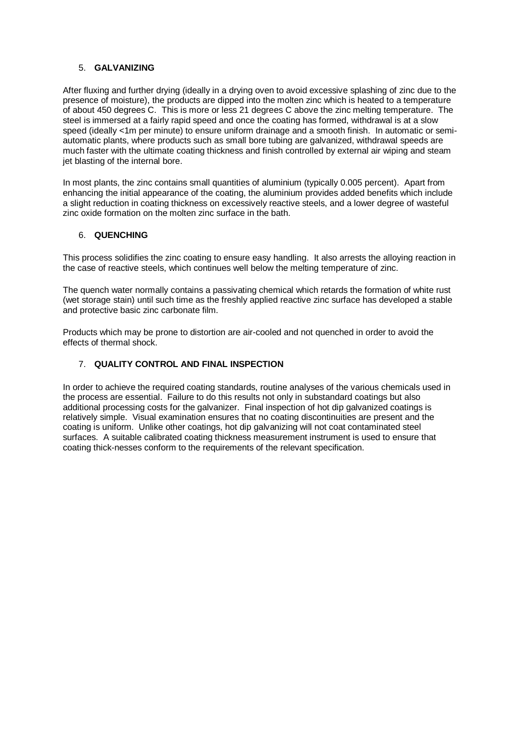## 5. GALVANIZING

After fluxing and further drying (ideally in a drying oven to avoid excessive splashing of zinc due to the presence of moisture), the products are dipped into the molten zinc which is heated to a temperature of about 450 degrees C. This is more or less 21 degrees C above the zinc melting temperature. The steel is immersed at a fairly rapid speed and once the coating has formed, withdrawal is at a slow speed (ideally <1m per minute) to ensure uniform drainage and a smooth finish. In automatic or semi-automatic plants, where products such as small bore tubing are galvanized, withdrawal speeds are much faster with the ultimate coating thickness and finish controlled by external air wiping and steam jet blasting of the internal bore.

In most plants, the zinc contains small quantities of aluminium (typically 0.005 percent). Apart from enhancing the initial appearance of the coating, the aluminium provides added benefits which include a slight reduction in coating thickness on excessively reactive steels, and a lower degree of wasteful zinc oxide formation on the molten zinc surface in the bath.

## 6. QUENCHING

This process solidifies the zinc coating to ensure easy handling. It also arrests the alloying reaction in the case of reactive steels, which continues well below the melting temperature of zinc.

The quench water normally contains a passivating chemical which retards the formation of white rust (wet storage stain) until such time as the freshly applied reactive zinc surface has developed a stable and protective basic zinc carbonate film.

Products which may be prone to distortion are air-cooled and not quenched in order to avoid the effects of thermal shock.

## 7. QUALITY CONTROL AND FINAL INSPECTION

In order to achieve the required coating standards, routine analyses of the various chemicals used in the process are essential. Failure to do this results not only in substandard coatings but also additional processing costs for the galvanizer. Final inspection of hot dip galvanized coatings is relatively simple. Visual examination ensures that no coating discontinuities are present and the coating is uniform. Unlike other coatings, hot dip galvanizing will not coat contaminated steel surfaces. A suitable calibrated coating thickness measurement instrument is used to ensure that coating thick-nesses conform to the requirements of the relevant specification.